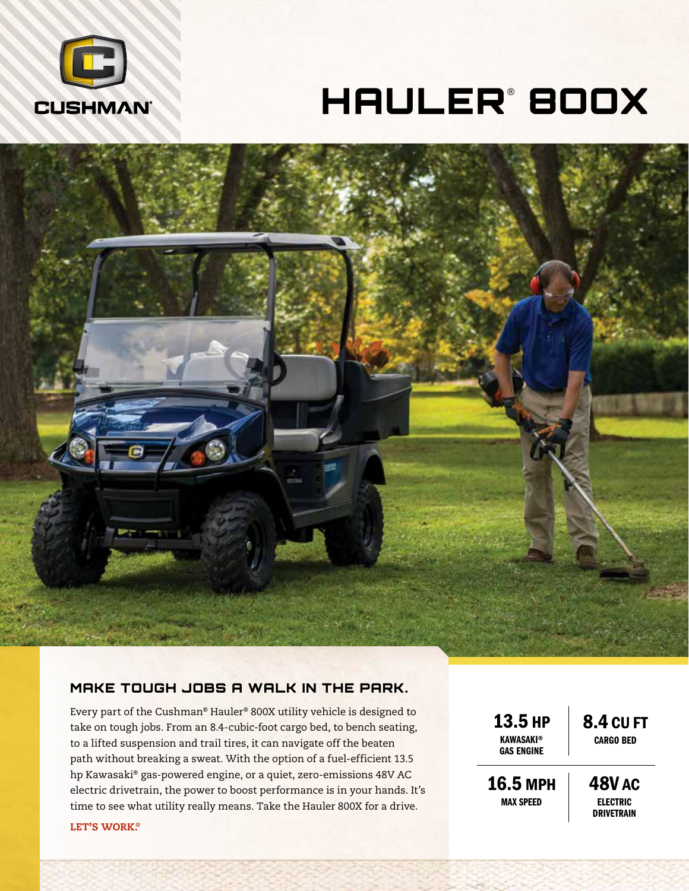CUSHMAN®

# HAULER® 800X

## MAKE TOUGH JOBS A WALK IN THE PARK.

Every part of the Cushman® Hauler® 800X utility vehicle is designed to take on tough jobs. From an 8.4-cubic-foot cargo bed, to bench seating, to a lifted suspension and trail tires, it can navigate off the beaten path without breaking a sweat. With the option of a fuel-efficient 13.5 hp Kawasaki® gas-powered engine, or a quiet, zero-emissions 48V AC electric drivetrain, the power to boost performance is in your hands. It's time to see what utility really means. Take the Hauler 800X for a drive.

**LET'S WORK.®**

| | |
|---|---|
| **13.5 HP** KAWASAKI® GAS ENGINE | **8.4 CU FT** CARGO BED |
| **16.5 MPH** MAX SPEED | **48V AC** ELECTRIC DRIVETRAIN |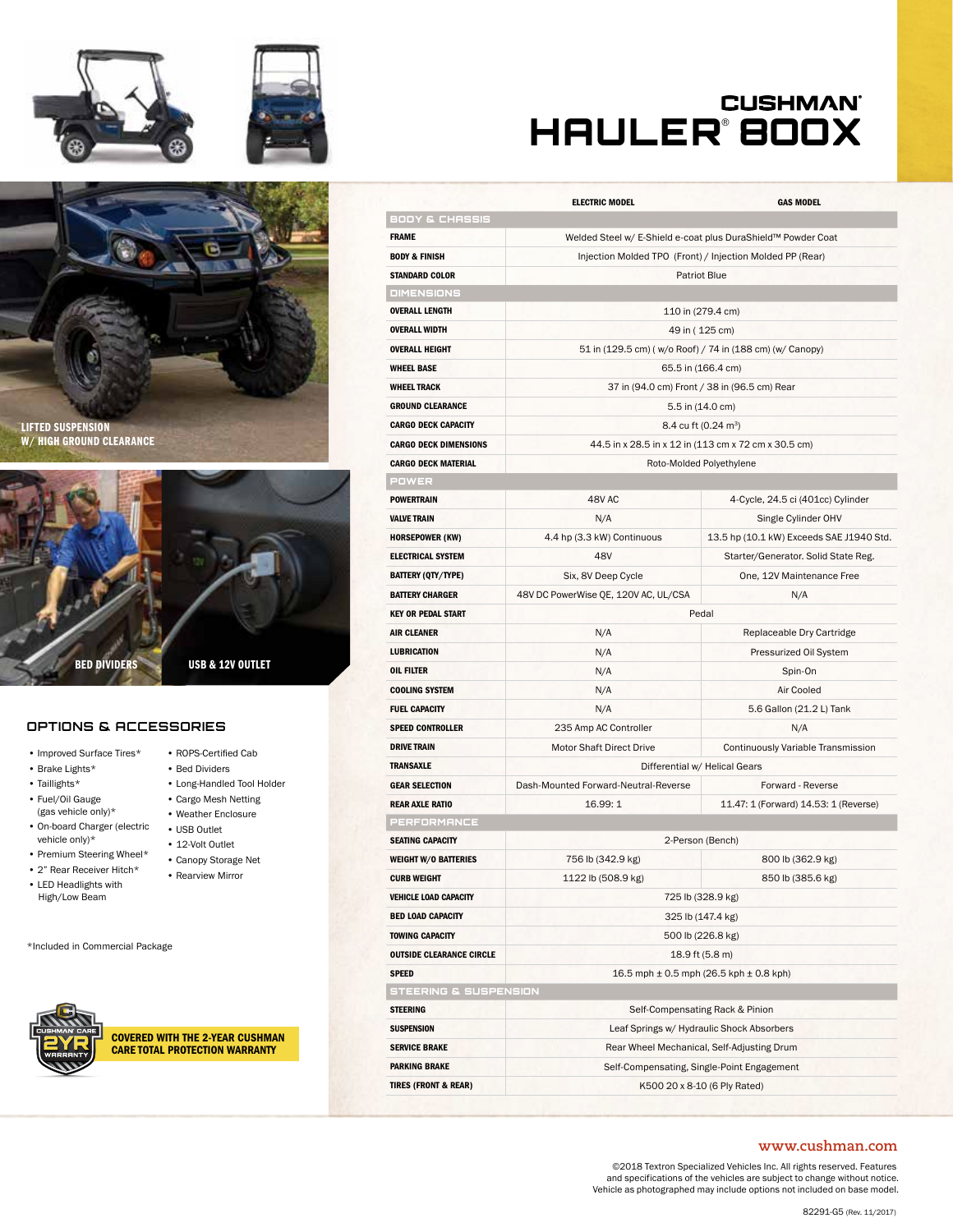# CUSHMAN® HAULER® 800X

LIFTED SUSPENSION W/ HIGH GROUND CLEARANCE

BED DIVIDERS

USB & 12V OUTLET

| | ELECTRIC MODEL | GAS MODEL |
|---|---|---|
| **BODY & CHASSIS** | | |
| FRAME | Welded Steel w/ E-Shield e-coat plus DuraShield™ Powder Coat | |
| BODY & FINISH | Injection Molded TPO (Front) / Injection Molded PP (Rear) | |
| STANDARD COLOR | Patriot Blue | |
| **DIMENSIONS** | | |
| OVERALL LENGTH | 110 in (279.4 cm) | |
| OVERALL WIDTH | 49 in ( 125 cm) | |
| OVERALL HEIGHT | 51 in (129.5 cm) ( w/o Roof) / 74 in (188 cm) (w/ Canopy) | |
| WHEEL BASE | 65.5 in (166.4 cm) | |
| WHEEL TRACK | 37 in (94.0 cm) Front / 38 in (96.5 cm) Rear | |
| GROUND CLEARANCE | 5.5 in (14.0 cm) | |
| CARGO DECK CAPACITY | 8.4 cu ft (0.24 m³) | |
| CARGO DECK DIMENSIONS | 44.5 in x 28.5 in x 12 in (113 cm x 72 cm x 30.5 cm) | |
| CARGO DECK MATERIAL | Roto-Molded Polyethylene | |
| **POWER** | | |
| POWERTRAIN | 48V AC | 4-Cycle, 24.5 ci (401cc) Cylinder |
| VALVE TRAIN | N/A | Single Cylinder OHV |
| HORSEPOWER (KW) | 4.4 hp (3.3 kW) Continuous | 13.5 hp (10.1 kW) Exceeds SAE J1940 Std. |
| ELECTRICAL SYSTEM | 48V | Starter/Generator. Solid State Reg. |
| BATTERY (QTY/TYPE) | Six, 8V Deep Cycle | One, 12V Maintenance Free |
| BATTERY CHARGER | 48V DC PowerWise QE, 120V AC, UL/CSA | N/A |
| KEY OR PEDAL START | Pedal | |
| AIR CLEANER | N/A | Replaceable Dry Cartridge |
| LUBRICATION | N/A | Pressurized Oil System |
| OIL FILTER | N/A | Spin-On |
| COOLING SYSTEM | N/A | Air Cooled |
| FUEL CAPACITY | N/A | 5.6 Gallon (21.2 L) Tank |
| SPEED CONTROLLER | 235 Amp AC Controller | N/A |
| DRIVE TRAIN | Motor Shaft Direct Drive | Continuously Variable Transmission |
| TRANSAXLE | Differential w/ Helical Gears | |
| GEAR SELECTION | Dash-Mounted Forward-Neutral-Reverse | Forward - Reverse |
| REAR AXLE RATIO | 16.99: 1 | 11.47: 1 (Forward) 14.53: 1 (Reverse) |
| **PERFORMANCE** | | |
| SEATING CAPACITY | 2-Person (Bench) | |
| WEIGHT W/O BATTERIES | 756 lb (342.9 kg) | 800 lb (362.9 kg) |
| CURB WEIGHT | 1122 lb (508.9 kg) | 850 lb (385.6 kg) |
| VEHICLE LOAD CAPACITY | 725 lb (328.9 kg) | |
| BED LOAD CAPACITY | 325 lb (147.4 kg) | |
| TOWING CAPACITY | 500 lb (226.8 kg) | |
| OUTSIDE CLEARANCE CIRCLE | 18.9 ft (5.8 m) | |
| SPEED | 16.5 mph ± 0.5 mph (26.5 kph ± 0.8 kph) | |
| **STEERING & SUSPENSION** | | |
| STEERING | Self-Compensating Rack & Pinion | |
| SUSPENSION | Leaf Springs w/ Hydraulic Shock Absorbers | |
| SERVICE BRAKE | Rear Wheel Mechanical, Self-Adjusting Drum | |
| PARKING BRAKE | Self-Compensating, Single-Point Engagement | |
| TIRES (FRONT & REAR) | K500 20 x 8-10 (6 Ply Rated) | |

## OPTIONS & ACCESSORIES

- Improved Surface Tires*
- Brake Lights*
- Taillights*
- Fuel/Oil Gauge (gas vehicle only)*
- On-board Charger (electric vehicle only)*
- Premium Steering Wheel*
- 2" Rear Receiver Hitch*
- LED Headlights with High/Low Beam
- ROPS-Certified Cab
- Bed Dividers
- Long-Handled Tool Holder
- Cargo Mesh Netting
- Weather Enclosure
- USB Outlet
- 12-Volt Outlet
- Canopy Storage Net
- Rearview Mirror

*Included in Commercial Package

CUSHMAN CARE 2YR WARRANTY

**COVERED WITH THE 2-YEAR CUSHMAN CARE TOTAL PROTECTION WARRANTY**

www.cushman.com

©2018 Textron Specialized Vehicles Inc. All rights reserved. Features and specifications of the vehicles are subject to change without notice. Vehicle as photographed may include options not included on base model.

82291-G5 (Rev. 11/2017)